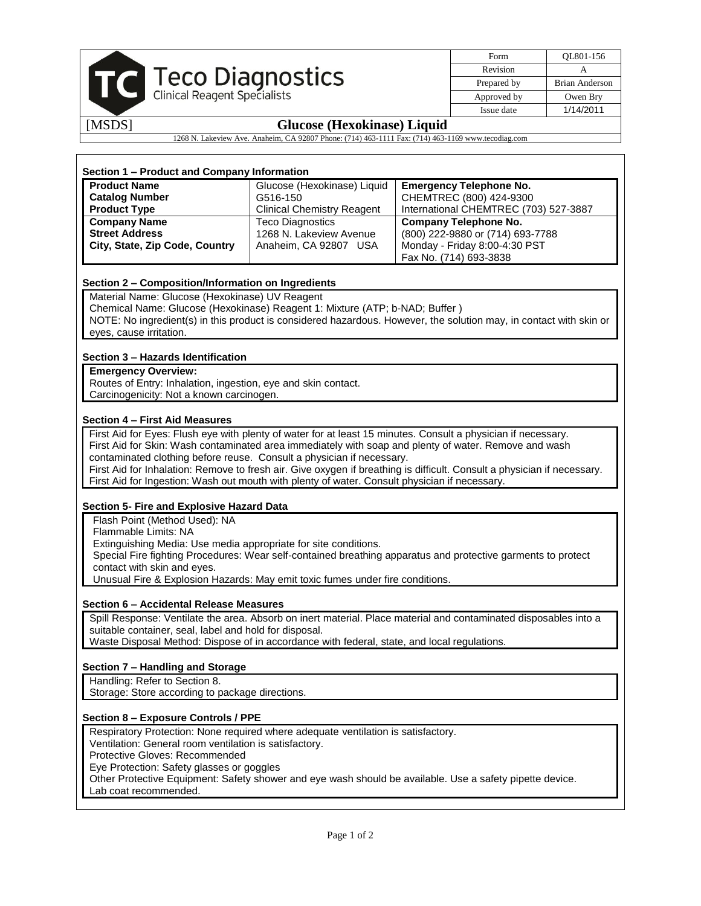Teco Diagnostics
Clinical Reagent Specialists

| Form | QL801-156 |
| --- | --- |
| Revision | A |
| Prepared by | Brian Anderson |
| Approved by | Owen Bry |
| Issue date | 1/14/2011 |

[MSDS] **Glucose (Hexokinase) Liquid**

1268 N. Lakeview Ave. Anaheim, CA 92807 Phone: (714) 463-1111 Fax: (714) 463-1169 www.tecodiag.com

### Section 1 – Product and Company Information

| | | |
| --- | --- | --- |
| **Product Name** | Glucose (Hexokinase) Liquid | **Emergency Telephone No.** |
| **Catalog Number** | G516-150 | CHEMTREC (800) 424-9300 |
| **Product Type** | Clinical Chemistry Reagent | International CHEMTREC (703) 527-3887 |
| **Company Name** | Teco Diagnostics | **Company Telephone No.** |
| **Street Address** | 1268 N. Lakeview Avenue | (800) 222-9880 or (714) 693-7788 |
| **City, State, Zip Code, Country** | Anaheim, CA 92807 USA | Monday - Friday 8:00-4:30 PST |
| | | Fax No. (714) 693-3838 |

### Section 2 – Composition/Information on Ingredients

Material Name: Glucose (Hexokinase) UV Reagent
Chemical Name: Glucose (Hexokinase) Reagent 1: Mixture (ATP; b-NAD; Buffer )
NOTE: No ingredient(s) in this product is considered hazardous. However, the solution may, in contact with skin or eyes, cause irritation.

### Section 3 – Hazards Identification

**Emergency Overview:**
Routes of Entry: Inhalation, ingestion, eye and skin contact.
Carcinogenicity: Not a known carcinogen.

### Section 4 – First Aid Measures

First Aid for Eyes: Flush eye with plenty of water for at least 15 minutes. Consult a physician if necessary.
First Aid for Skin: Wash contaminated area immediately with soap and plenty of water. Remove and wash contaminated clothing before reuse. Consult a physician if necessary.
First Aid for Inhalation: Remove to fresh air. Give oxygen if breathing is difficult. Consult a physician if necessary.
First Aid for Ingestion: Wash out mouth with plenty of water. Consult physician if necessary.

### Section 5- Fire and Explosive Hazard Data

Flash Point (Method Used): NA
Flammable Limits: NA
Extinguishing Media: Use media appropriate for site conditions.
Special Fire fighting Procedures: Wear self-contained breathing apparatus and protective garments to protect contact with skin and eyes.
Unusual Fire & Explosion Hazards: May emit toxic fumes under fire conditions.

### Section 6 – Accidental Release Measures

Spill Response: Ventilate the area. Absorb on inert material. Place material and contaminated disposables into a suitable container, seal, label and hold for disposal.
Waste Disposal Method: Dispose of in accordance with federal, state, and local regulations.

### Section 7 – Handling and Storage

Handling: Refer to Section 8.
Storage: Store according to package directions.

### Section 8 – Exposure Controls / PPE

Respiratory Protection: None required where adequate ventilation is satisfactory.
Ventilation: General room ventilation is satisfactory.
Protective Gloves: Recommended
Eye Protection: Safety glasses or goggles
Other Protective Equipment: Safety shower and eye wash should be available. Use a safety pipette device.
Lab coat recommended.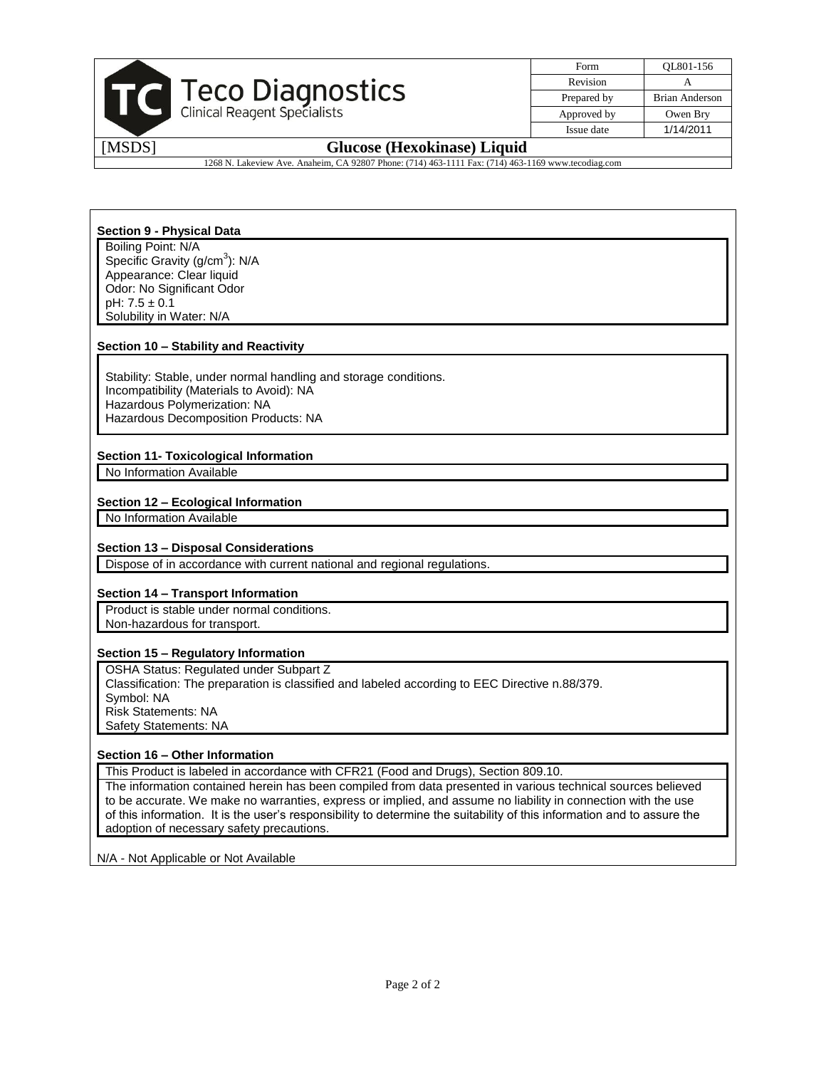**Section 9 - Physical Data**

Boiling Point: N/A
Specific Gravity (g/cm$^3$): N/A
Appearance: Clear liquid
Odor: No Significant Odor
pH: 7.5 ± 0.1
Solubility in Water: N/A

**Section 10 – Stability and Reactivity**

Stability: Stable, under normal handling and storage conditions.
Incompatibility (Materials to Avoid): NA
Hazardous Polymerization: NA
Hazardous Decomposition Products: NA

**Section 11- Toxicological Information**

No Information Available

**Section 12 – Ecological Information**

No Information Available

**Section 13 – Disposal Considerations**

Dispose of in accordance with current national and regional regulations.

**Section 14 – Transport Information**

Product is stable under normal conditions.
Non-hazardous for transport.

**Section 15 – Regulatory Information**

OSHA Status: Regulated under Subpart Z
Classification: The preparation is classified and labeled according to EEC Directive n.88/379.
Symbol: NA
Risk Statements: NA
Safety Statements: NA

**Section 16 – Other Information**

This Product is labeled in accordance with CFR21 (Food and Drugs), Section 809.10.

The information contained herein has been compiled from data presented in various technical sources believed to be accurate. We make no warranties, express or implied, and assume no liability in connection with the use of this information. It is the user's responsibility to determine the suitability of this information and to assure the adoption of necessary safety precautions.

N/A - Not Applicable or Not Available